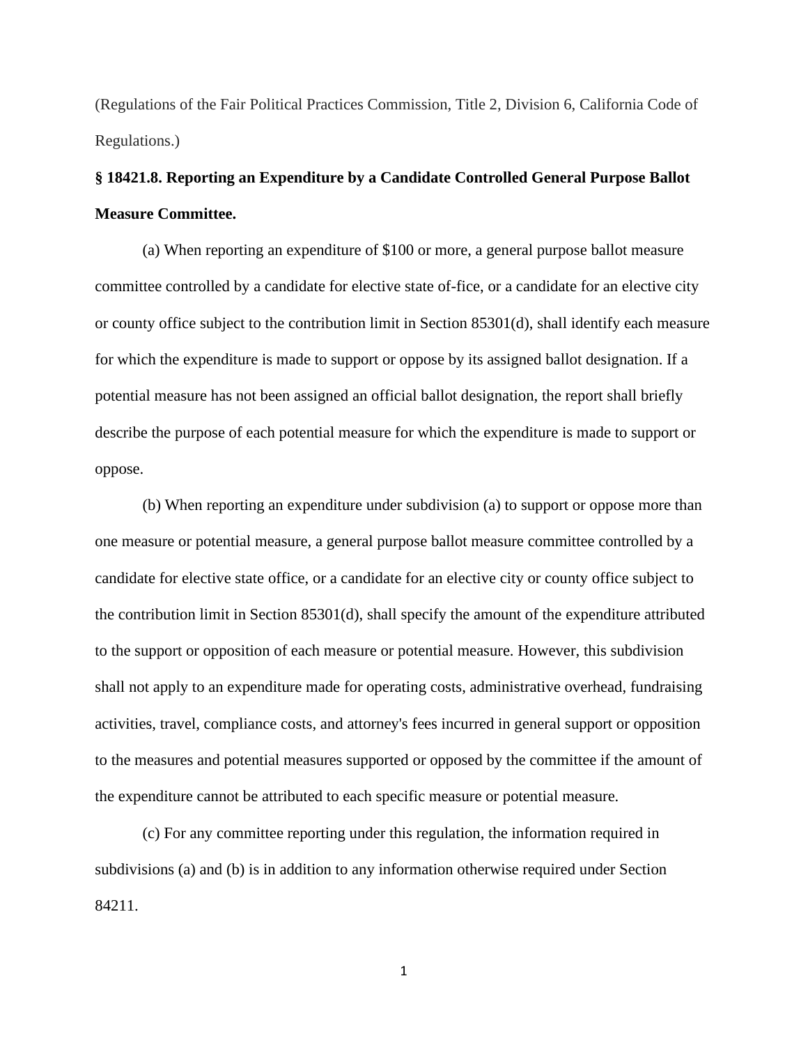(Regulations of the Fair Political Practices Commission, Title 2, Division 6, California Code of Regulations.)

**§ 18421.8. Reporting an Expenditure by a Candidate Controlled General Purpose Ballot Measure Committee.**

(a) When reporting an expenditure of $100 or more, a general purpose ballot measure committee controlled by a candidate for elective state of-fice, or a candidate for an elective city or county office subject to the contribution limit in Section 85301(d), shall identify each measure for which the expenditure is made to support or oppose by its assigned ballot designation. If a potential measure has not been assigned an official ballot designation, the report shall briefly describe the purpose of each potential measure for which the expenditure is made to support or oppose.

(b) When reporting an expenditure under subdivision (a) to support or oppose more than one measure or potential measure, a general purpose ballot measure committee controlled by a candidate for elective state office, or a candidate for an elective city or county office subject to the contribution limit in Section 85301(d), shall specify the amount of the expenditure attributed to the support or opposition of each measure or potential measure. However, this subdivision shall not apply to an expenditure made for operating costs, administrative overhead, fundraising activities, travel, compliance costs, and attorney's fees incurred in general support or opposition to the measures and potential measures supported or opposed by the committee if the amount of the expenditure cannot be attributed to each specific measure or potential measure.

(c) For any committee reporting under this regulation, the information required in subdivisions (a) and (b) is in addition to any information otherwise required under Section 84211.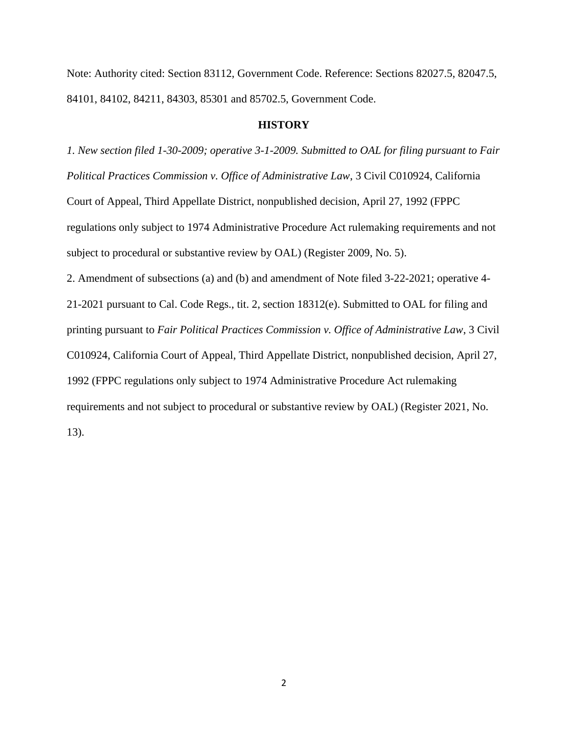Note: Authority cited: Section 83112, Government Code. Reference: Sections 82027.5, 82047.5, 84101, 84102, 84211, 84303, 85301 and 85702.5, Government Code.

**HISTORY**

*1. New section filed 1-30-2009; operative 3-1-2009. Submitted to OAL for filing pursuant to Fair Political Practices Commission v. Office of Administrative Law*, 3 Civil C010924, California Court of Appeal, Third Appellate District, nonpublished decision, April 27, 1992 (FPPC regulations only subject to 1974 Administrative Procedure Act rulemaking requirements and not subject to procedural or substantive review by OAL) (Register 2009, No. 5).

2. Amendment of subsections (a) and (b) and amendment of Note filed 3-22-2021; operative 4-21-2021 pursuant to Cal. Code Regs., tit. 2, section 18312(e). Submitted to OAL for filing and printing pursuant to *Fair Political Practices Commission v. Office of Administrative Law*, 3 Civil C010924, California Court of Appeal, Third Appellate District, nonpublished decision, April 27, 1992 (FPPC regulations only subject to 1974 Administrative Procedure Act rulemaking requirements and not subject to procedural or substantive review by OAL) (Register 2021, No. 13).